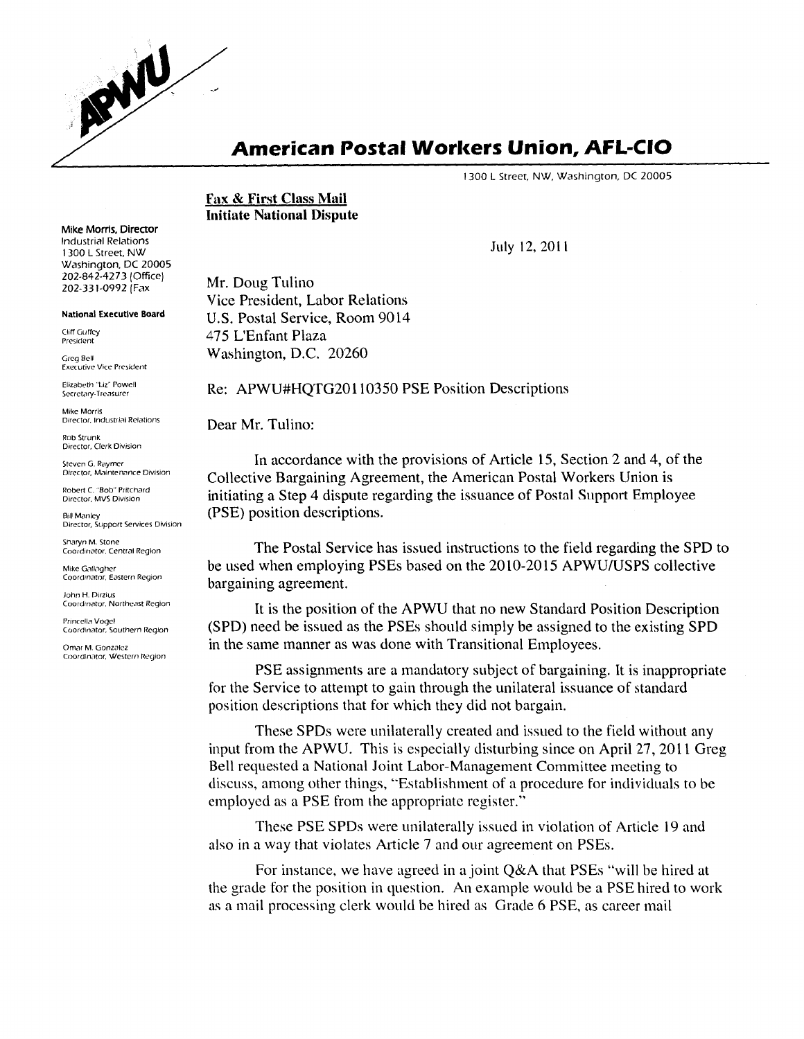# American Postal Workers Union, AFL-CIO

1300 L Street, NW, Washington, DC 20005

**Mike Morris, Director**
Industrial Relations
1300 L Street, NW
Washington, DC 20005
202-842-4273 (Office)
202-331-0992 (Fax)

**National Executive Board**

Cliff Guffey
President

Greg Bell
Executive Vice President

Elizabeth "Liz" Powell
Secretary-Treasurer

Mike Morris
Director, Industrial Relations

Rob Strunk
Director, Clerk Division

Steven G. Raymer
Director, Maintenance Division

Robert C. "Bob" Pritchard
Director, MVS Division

Bill Manley
Director, Support Services Division

Sharyn M. Stone
Coordinator, Central Region

Mike Gallagher
Coordinator, Eastern Region

John H. Dirzius
Coordinator, Northeast Region

Princella Vogel
Coordinator, Southern Region

Omar M. Gonzalez
Coordinator, Western Region

**Fax & First Class Mail**
**Initiate National Dispute**

July 12, 2011

Mr. Doug Tulino
Vice President, Labor Relations
U.S. Postal Service, Room 9014
475 L'Enfant Plaza
Washington, D.C. 20260

Re: APWU#HQTG20110350 PSE Position Descriptions

Dear Mr. Tulino:

In accordance with the provisions of Article 15, Section 2 and 4, of the Collective Bargaining Agreement, the American Postal Workers Union is initiating a Step 4 dispute regarding the issuance of Postal Support Employee (PSE) position descriptions.

The Postal Service has issued instructions to the field regarding the SPD to be used when employing PSEs based on the 2010-2015 APWU/USPS collective bargaining agreement.

It is the position of the APWU that no new Standard Position Description (SPD) need be issued as the PSEs should simply be assigned to the existing SPD in the same manner as was done with Transitional Employees.

PSE assignments are a mandatory subject of bargaining. It is inappropriate for the Service to attempt to gain through the unilateral issuance of standard position descriptions that for which they did not bargain.

These SPDs were unilaterally created and issued to the field without any input from the APWU. This is especially disturbing since on April 27, 2011 Greg Bell requested a National Joint Labor-Management Committee meeting to discuss, among other things, "Establishment of a procedure for individuals to be employed as a PSE from the appropriate register."

These PSE SPDs were unilaterally issued in violation of Article 19 and also in a way that violates Article 7 and our agreement on PSEs.

For instance, we have agreed in a joint Q&A that PSEs "will be hired at the grade for the position in question. An example would be a PSE hired to work as a mail processing clerk would be hired as Grade 6 PSE, as career mail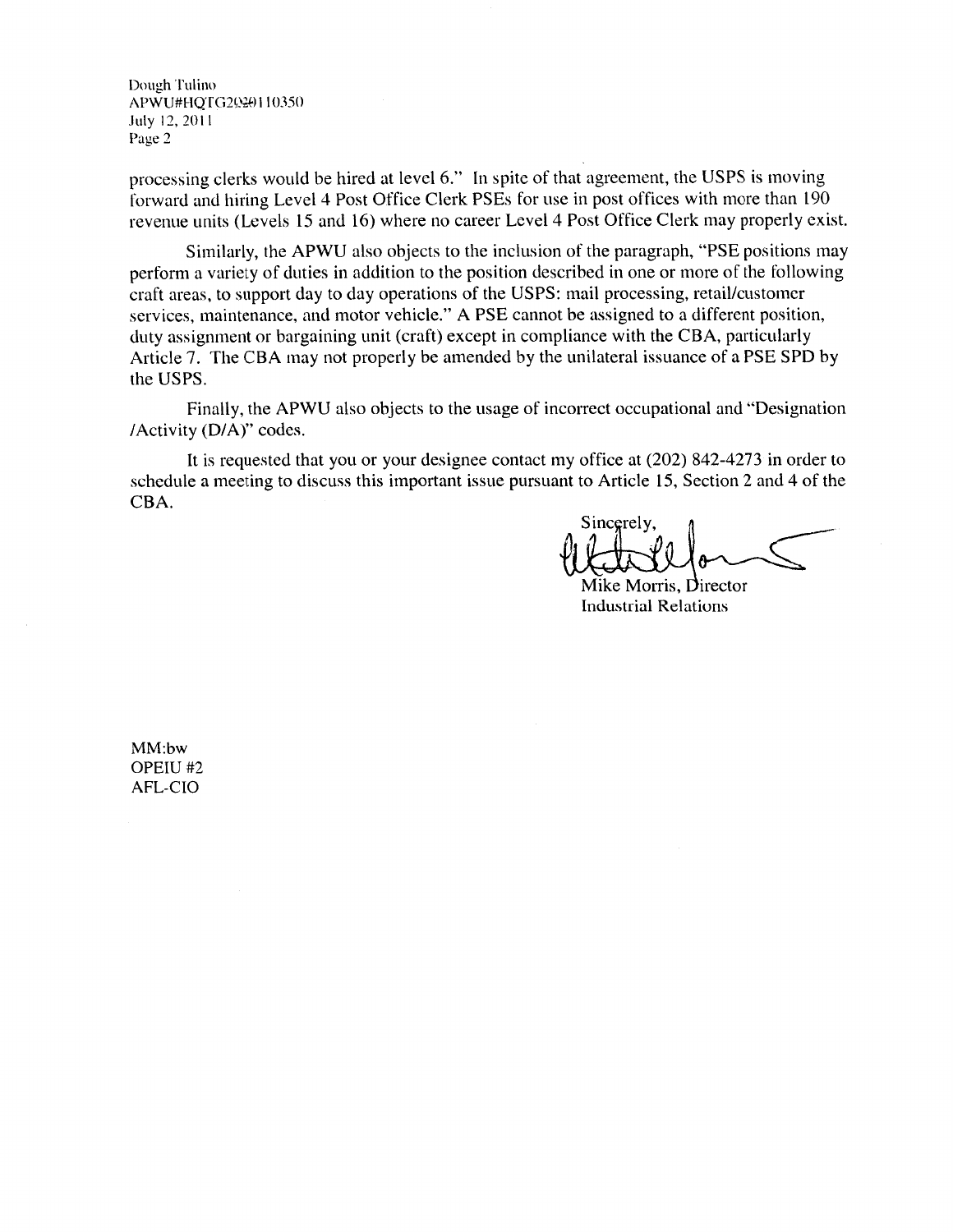Dough Tulino
APWU#HQTG20201110350
July 12, 2011
Page 2

processing clerks would be hired at level 6." In spite of that agreement, the USPS is moving forward and hiring Level 4 Post Office Clerk PSEs for use in post offices with more than 190 revenue units (Levels 15 and 16) where no career Level 4 Post Office Clerk may properly exist.

Similarly, the APWU also objects to the inclusion of the paragraph, "PSE positions may perform a variety of duties in addition to the position described in one or more of the following craft areas, to support day to day operations of the USPS: mail processing, retail/customer services, maintenance, and motor vehicle." A PSE cannot be assigned to a different position, duty assignment or bargaining unit (craft) except in compliance with the CBA, particularly Article 7. The CBA may not properly be amended by the unilateral issuance of a PSE SPD by the USPS.

Finally, the APWU also objects to the usage of incorrect occupational and "Designation /Activity (D/A)" codes.

It is requested that you or your designee contact my office at (202) 842-4273 in order to schedule a meeting to discuss this important issue pursuant to Article 15, Section 2 and 4 of the CBA.

Sincerely,

Mike Morris, Director
Industrial Relations

MM:bw
OPEIU #2
AFL-CIO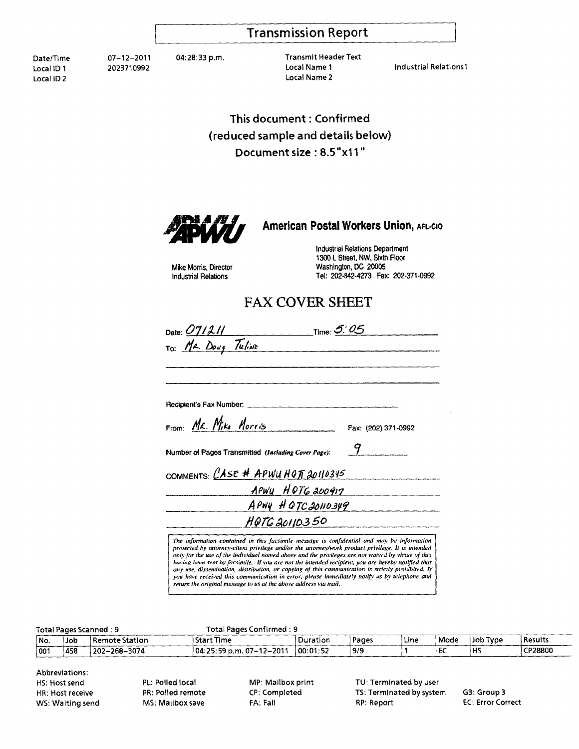# Transmission Report

| | | | | |
|---|---|---|---|---|
| Date/Time | 07-12-2011 | 04:28:33 p.m. | Transmit Header Text | |
| Local ID 1 | 2023710992 | | Local Name 1 | Industrial Relations1 |
| Local ID 2 | | | Local Name 2 | |

**This document : Confirmed**
**(reduced sample and details below)**
**Document size : 8.5"x11"**

APWU **American Postal Workers Union, AFL-CIO**

Mike Morris, Director
Industrial Relations

Industrial Relations Department
1300 L Street, NW, Sixth Floor
Washington, DC 20005
Tel: 202-842-4273 Fax: 202-371-0992

## FAX COVER SHEET

Date: 07/12/11 Time: 5:05

To: Mr. Doug Tulino

Recipient's Fax Number:

From: Mr. Mike Morris Fax: (202) 371-0992

Number of Pages Transmitted *(Including Cover Page)*: 9

COMMENTS: CASE # APWU HQTC 20110345
APWU HQTC 200917
APWU HQTC 20110349
HQTC 20110350

*The information contained in this facsimile message is confidential and may be information protected by attorney-client privilege and/or the attorney/work product privilege. It is intended only for the use of the individual named above and the privileges are not waived by virtue of this having been sent by facsimile. If you are not the intended recipient, you are hereby notified that any use, dissemination, distribution, or copying of this communication is strictly prohibited. If you have received this communication in error, please immediately notify us by telephone and return the original message to us at the above address via mail.*

Total Pages Scanned : 9 Total Pages Confirmed : 9

| No. | Job | Remote Station | Start Time | Duration | Pages | Line | Mode | Job Type | Results |
|---|---|---|---|---|---|---|---|---|---|
| 001 | 458 | 202-268-3074 | 04:25:59 p.m. 07-12-2011 | 00:01:52 | 9/9 | 1 | EC | HS | CP28800 |

Abbreviations:

| | | | | |
|---|---|---|---|---|
| HS: Host send | PL: Polled local | MP: Mailbox print | TU: Terminated by user | |
| HR: Host receive | PR: Polled remote | CP: Completed | TS: Terminated by system | G3: Group 3 |
| WS: Waiting send | MS: Mailbox save | FA: Fail | RP: Report | EC: Error Correct |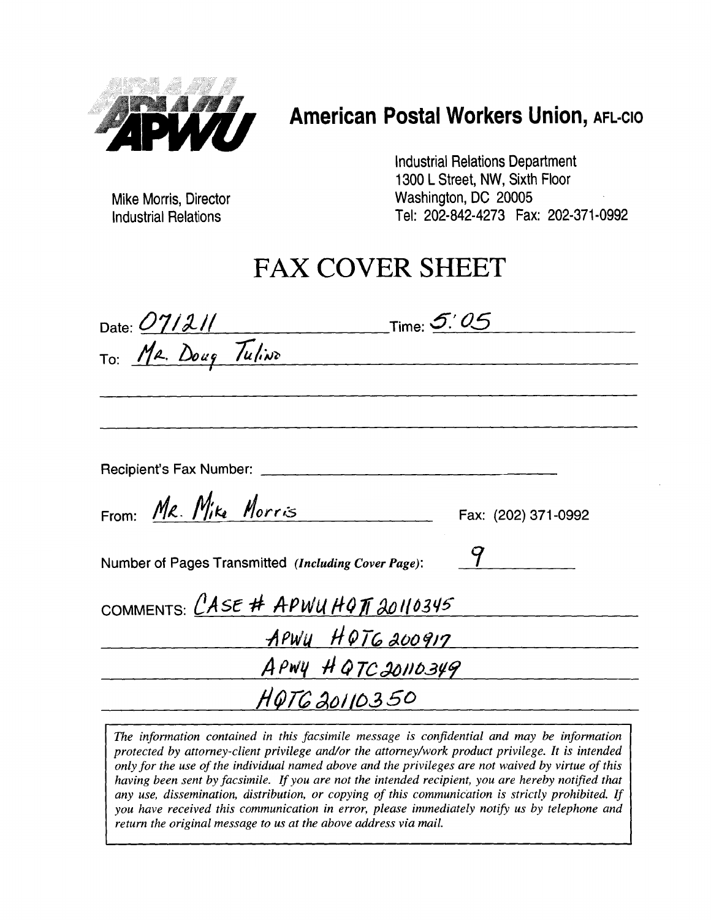# American Postal Workers Union, AFL-CIO

Mike Morris, Director
Industrial Relations

Industrial Relations Department
1300 L Street, NW, Sixth Floor
Washington, DC 20005
Tel: 202-842-4273 Fax: 202-371-0992

## FAX COVER SHEET

Date: 07/2/11 Time: 5:05

To: Mr. Doug Tulino

Recipient's Fax Number:

From: Mr. Mike Morris Fax: (202) 371-0992

Number of Pages Transmitted *(Including Cover Page)*: 9

COMMENTS: CASE # APWU HQTI 20110345
APWU HQTG 200917
APWU HQTC 20110349
HQTG 20110350

*The information contained in this facsimile message is confidential and may be information protected by attorney-client privilege and/or the attorney/work product privilege. It is intended only for the use of the individual named above and the privileges are not waived by virtue of this having been sent by facsimile. If you are not the intended recipient, you are hereby notified that any use, dissemination, distribution, or copying of this communication is strictly prohibited. If you have received this communication in error, please immediately notify us by telephone and return the original message to us at the above address via mail.*